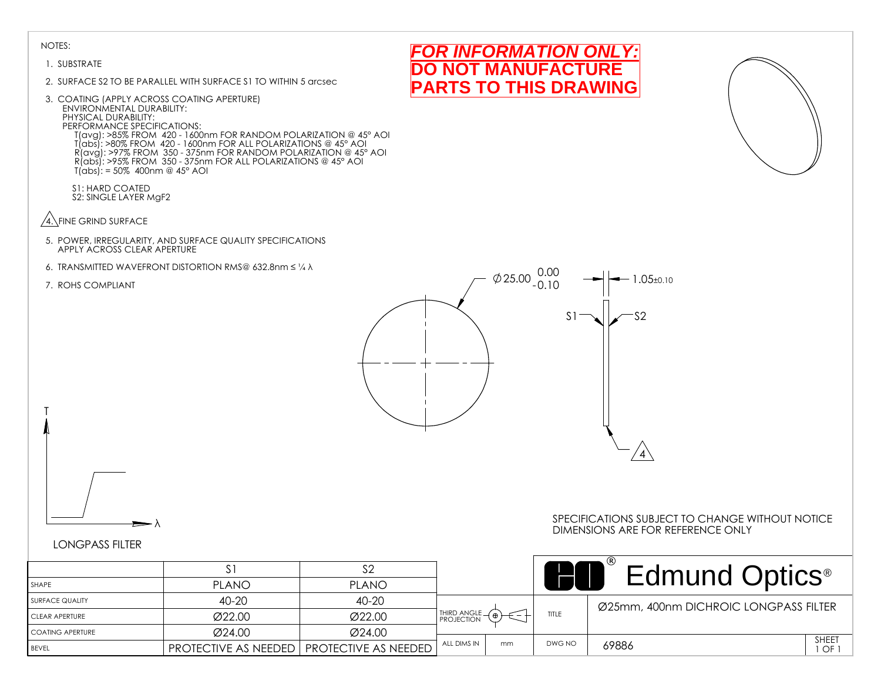**FOR INFORMATION ONLY:**
**DO NOT MANUFACTURE PARTS TO THIS DRAWING**

NOTES:

1. SUBSTRATE
2. SURFACE S2 TO BE PARALLEL WITH SURFACE S1 TO WITHIN 5 arcsec
3. COATING (APPLY ACROSS COATING APERTURE)
   ENVIRONMENTAL DURABILITY:
   PHYSICAL DURABILITY:
   PERFORMANCE SPECIFICATIONS:
   T(avg): >85% FROM 420 - 1600nm FOR RANDOM POLARIZATION @ 45° AOI
   T(abs): >80% FROM 420 - 1600nm FOR ALL POLARIZATIONS @ 45° AOI
   R(avg): >97% FROM 350 - 375nm FOR RANDOM POLARIZATION @ 45° AOI
   R(abs): >95% FROM 350 - 375nm FOR ALL POLARIZATIONS @ 45° AOI
   T(abs): = 50% 400nm @ 45° AOI

   S1: HARD COATED
   S2: SINGLE LAYER $MgF_2$
4. FINE GRIND SURFACE
5. POWER, IRREGULARITY, AND SURFACE QUALITY SPECIFICATIONS APPLY ACROSS CLEAR APERTURE
6. TRANSMITTED WAVEFRONT DISTORTION RMS@ 632.8nm ≤ ¼ λ
7. ROHS COMPLIANT

Ø25.00 $^{0.00}_{-0.10}$

1.05±0.10

S1 S2

4

T

λ

LONGPASS FILTER

SPECIFICATIONS SUBJECT TO CHANGE WITHOUT NOTICE
DIMENSIONS ARE FOR REFERENCE ONLY

| | S1 | S2 |
|---|---|---|
| SHAPE | PLANO | PLANO |
| SURFACE QUALITY | 40-20 | 40-20 |
| CLEAR APERTURE | Ø22.00 | Ø22.00 |
| COATING APERTURE | Ø24.00 | Ø24.00 |
| BEVEL | PROTECTIVE AS NEEDED | PROTECTIVE AS NEEDED |

Edmund Optics®

| | | | |
|---|---|---|---|
| THIRD ANGLE PROJECTION | | TITLE | Ø25mm, 400nm DICHROIC LONGPASS FILTER |
| ALL DIMS IN | mm | DWG NO | 69886 |

SHEET 1 OF 1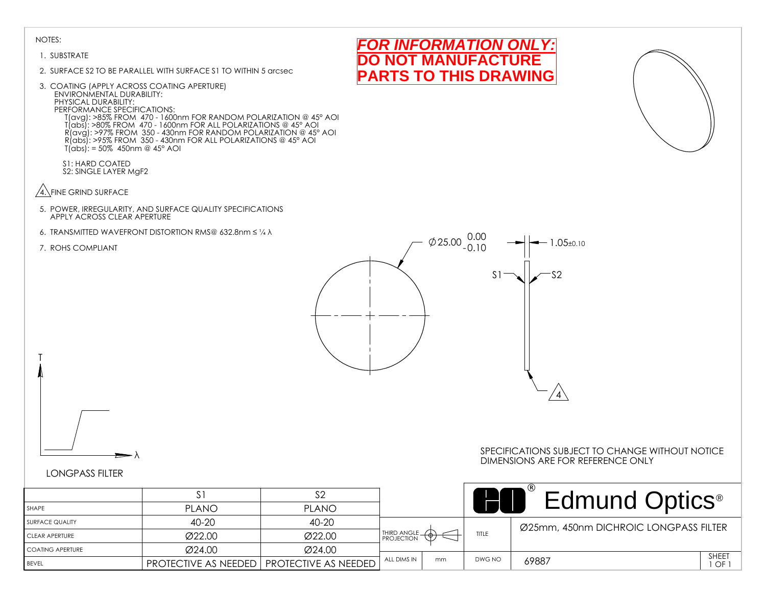NOTES:

1. SUBSTRATE
2. SURFACE S2 TO BE PARALLEL WITH SURFACE S1 TO WITHIN 5 arcsec
3. COATING (APPLY ACROSS COATING APERTURE)
   ENVIRONMENTAL DURABILITY:
   PHYSICAL DURABILITY:
   PERFORMANCE SPECIFICATIONS:
   T(avg): >85% FROM 470 - 1600nm FOR RANDOM POLARIZATION @ 45° AOI
   T(abs): >80% FROM 470 - 1600nm FOR ALL POLARIZATIONS @ 45° AOI
   R(avg): >97% FROM 350 - 430nm FOR RANDOM POLARIZATION @ 45° AOI
   R(abs): >95% FROM 350 - 430nm FOR ALL POLARIZATIONS @ 45° AOI
   T(abs): = 50% 450nm @ 45° AOI

   S1: HARD COATED
   S2: SINGLE LAYER $MgF_2$
4. FINE GRIND SURFACE
5. POWER, IRREGULARITY, AND SURFACE QUALITY SPECIFICATIONS APPLY ACROSS CLEAR APERTURE
6. TRANSMITTED WAVEFRONT DISTORTION RMS@ 632.8nm ≤ ¼ λ
7. ROHS COMPLIANT

**FOR INFORMATION ONLY: DO NOT MANUFACTURE PARTS TO THIS DRAWING**

Ø25.00 $^{0.00}_{-0.10}$

1.05±0.10

S1 S2

4

T

λ

LONGPASS FILTER

SPECIFICATIONS SUBJECT TO CHANGE WITHOUT NOTICE
DIMENSIONS ARE FOR REFERENCE ONLY

| | S1 | S2 |
|---|---|---|
| SHAPE | PLANO | PLANO |
| SURFACE QUALITY | 40-20 | 40-20 |
| CLEAR APERTURE | Ø22.00 | Ø22.00 |
| COATING APERTURE | Ø24.00 | Ø24.00 |
| BEVEL | PROTECTIVE AS NEEDED | PROTECTIVE AS NEEDED |

Edmund Optics®

THIRD ANGLE PROJECTION

| TITLE | Ø25mm, 450nm DICHROIC LONGPASS FILTER | |
|---|---|---|
| ALL DIMS IN mm | DWG NO 69887 | SHEET 1 OF 1 |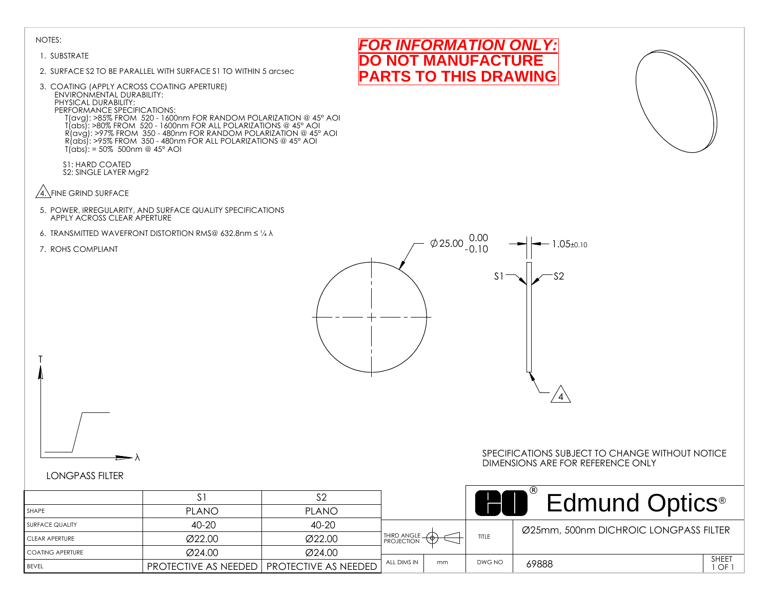NOTES:

1. SUBSTRATE
2. SURFACE S2 TO BE PARALLEL WITH SURFACE S1 TO WITHIN 5 arcsec
3. COATING (APPLY ACROSS COATING APERTURE)
   ENVIRONMENTAL DURABILITY:
   PHYSICAL DURABILITY:
   PERFORMANCE SPECIFICATIONS:
   T(avg): >85% FROM 520 - 1600nm FOR RANDOM POLARIZATION @ 45° AOI
   T(abs): >80% FROM 520 - 1600nm FOR ALL POLARIZATIONS @ 45° AOI
   R(avg): >97% FROM 350 - 480nm FOR RANDOM POLARIZATION @ 45° AOI
   R(abs): >95% FROM 350 - 480nm FOR ALL POLARIZATIONS @ 45° AOI
   T(abs): = 50% 500nm @ 45° AOI

   S1: HARD COATED
   S2: SINGLE LAYER $MgF_2$
4. FINE GRIND SURFACE
5. POWER, IRREGULARITY, AND SURFACE QUALITY SPECIFICATIONS APPLY ACROSS CLEAR APERTURE
6. TRANSMITTED WAVEFRONT DISTORTION RMS@ 632.8nm ≤ ¼ λ
7. ROHS COMPLIANT

**FOR INFORMATION ONLY:**
**DO NOT MANUFACTURE PARTS TO THIS DRAWING**

Ø25.00 $^{0.00}_{-0.10}$

1.05±0.10

S1 S2

4

T

λ

LONGPASS FILTER

SPECIFICATIONS SUBJECT TO CHANGE WITHOUT NOTICE
DIMENSIONS ARE FOR REFERENCE ONLY

| | S1 | S2 |
|---|---|---|
| SHAPE | PLANO | PLANO |
| SURFACE QUALITY | 40-20 | 40-20 |
| CLEAR APERTURE | Ø22.00 | Ø22.00 |
| COATING APERTURE | Ø24.00 | Ø24.00 |
| BEVEL | PROTECTIVE AS NEEDED | PROTECTIVE AS NEEDED |

Edmund Optics®

THIRD ANGLE PROJECTION

ALL DIMS IN mm

TITLE: Ø25mm, 500nm DICHROIC LONGPASS FILTER

DWG NO: 69888

SHEET 1 OF 1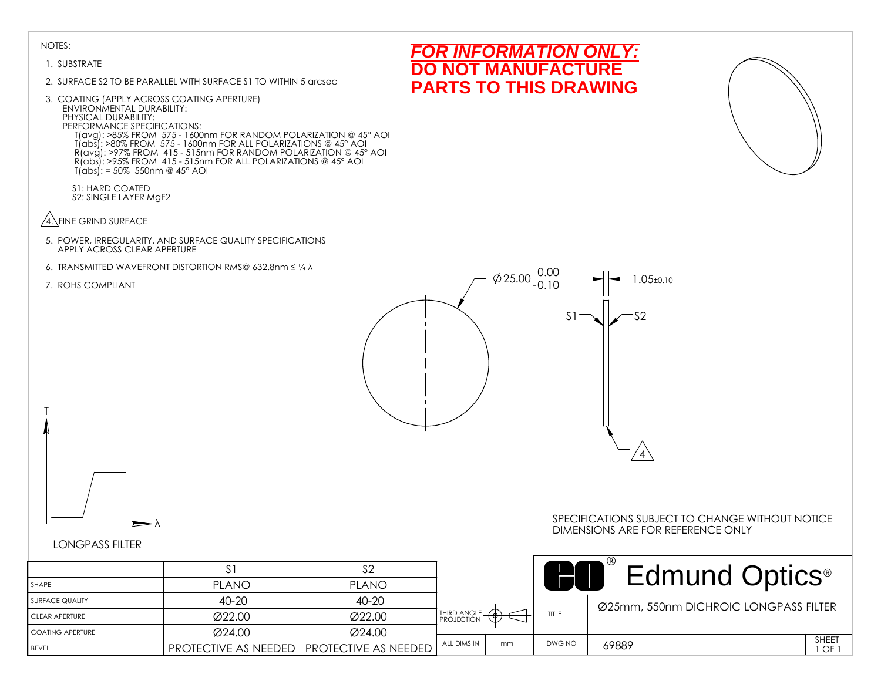NOTES:

1. SUBSTRATE
2. SURFACE S2 TO BE PARALLEL WITH SURFACE S1 TO WITHIN 5 arcsec
3. COATING (APPLY ACROSS COATING APERTURE)
   ENVIRONMENTAL DURABILITY:
   PHYSICAL DURABILITY:
   PERFORMANCE SPECIFICATIONS:
   - T(avg): >85% FROM 575 - 1600nm FOR RANDOM POLARIZATION @ 45° AOI
   - T(abs): >80% FROM 575 - 1600nm FOR ALL POLARIZATIONS @ 45° AOI
   - R(avg): >97% FROM 415 - 515nm FOR RANDOM POLARIZATION @ 45° AOI
   - R(abs): >95% FROM 415 - 515nm FOR ALL POLARIZATIONS @ 45° AOI
   - T(abs): = 50% 550nm @ 45° AOI

   S1: HARD COATED
   S2: SINGLE LAYER $MgF_2$
4. FINE GRIND SURFACE
5. POWER, IRREGULARITY, AND SURFACE QUALITY SPECIFICATIONS APPLY ACROSS CLEAR APERTURE
6. TRANSMITTED WAVEFRONT DISTORTION RMS@ 632.8nm ≤ ¼ λ
7. ROHS COMPLIANT

**FOR INFORMATION ONLY:**
**DO NOT MANUFACTURE PARTS TO THIS DRAWING**

Ø25.00 $^{0.00}_{-0.10}$

1.05±0.10

S1 S2

4

T

λ

LONGPASS FILTER

SPECIFICATIONS SUBJECT TO CHANGE WITHOUT NOTICE
DIMENSIONS ARE FOR REFERENCE ONLY

| | S1 | S2 |
|---|---|---|
| SHAPE | PLANO | PLANO |
| SURFACE QUALITY | 40-20 | 40-20 |
| CLEAR APERTURE | Ø22.00 | Ø22.00 |
| COATING APERTURE | Ø24.00 | Ø24.00 |
| BEVEL | PROTECTIVE AS NEEDED | PROTECTIVE AS NEEDED |

Edmund Optics®

| THIRD ANGLE PROJECTION | | TITLE | Ø25mm, 550nm DICHROIC LONGPASS FILTER | |
|---|---|---|---|---|
| ALL DIMS IN | mm | DWG NO | 69889 | SHEET 1 OF 1 |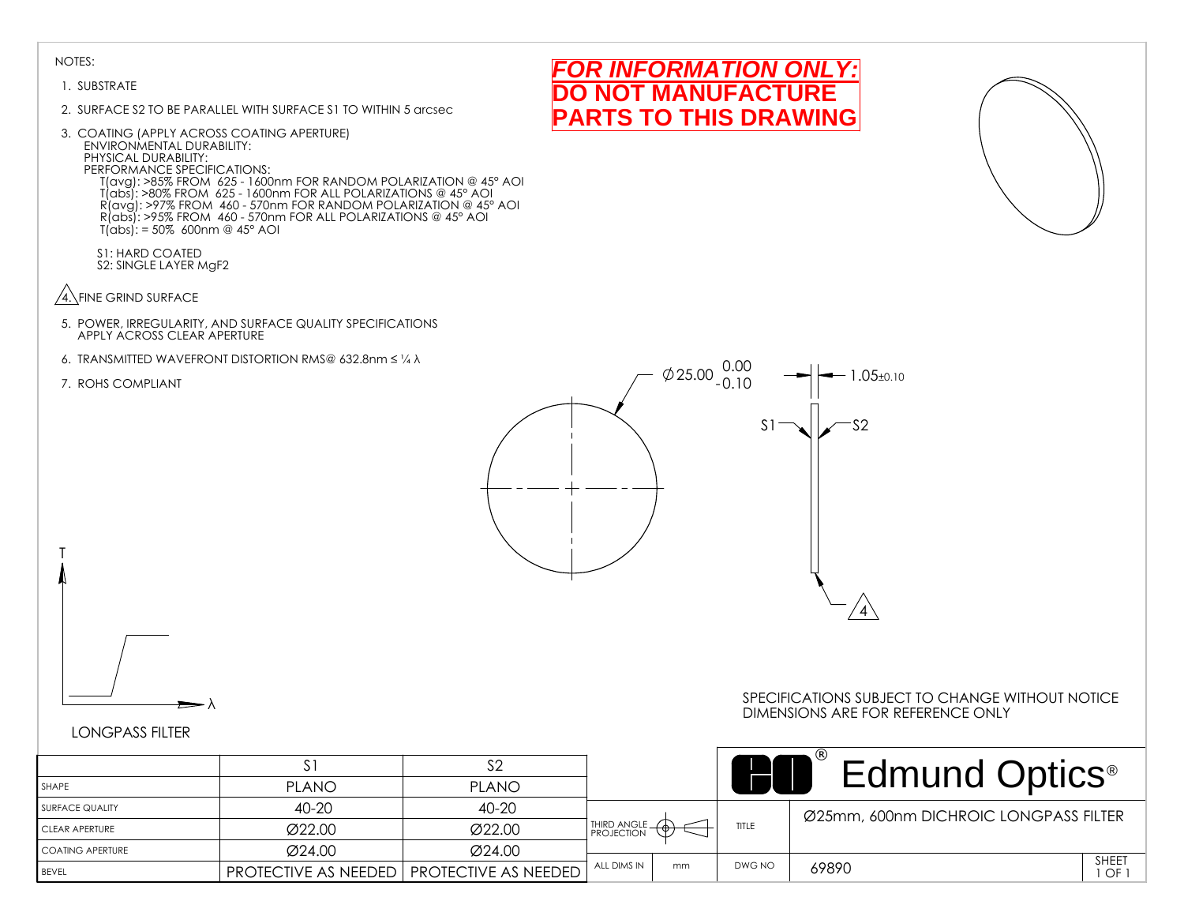NOTES:

1. SUBSTRATE
2. SURFACE S2 TO BE PARALLEL WITH SURFACE S1 TO WITHIN 5 arcsec
3. COATING (APPLY ACROSS COATING APERTURE)
   ENVIRONMENTAL DURABILITY:
   PHYSICAL DURABILITY:
   PERFORMANCE SPECIFICATIONS:
   T(avg): >85% FROM 625 - 1600nm FOR RANDOM POLARIZATION @ 45° AOI
   T(abs): >80% FROM 625 - 1600nm FOR ALL POLARIZATIONS @ 45° AOI
   R(avg): >97% FROM 460 - 570nm FOR RANDOM POLARIZATION @ 45° AOI
   R(abs): >95% FROM 460 - 570nm FOR ALL POLARIZATIONS @ 45° AOI
   T(abs): = 50% 600nm @ 45° AOI

   S1: HARD COATED
   S2: SINGLE LAYER $MgF_2$
4. FINE GRIND SURFACE
5. POWER, IRREGULARITY, AND SURFACE QUALITY SPECIFICATIONS APPLY ACROSS CLEAR APERTURE
6. TRANSMITTED WAVEFRONT DISTORTION RMS@ 632.8nm ≤ ¼ λ
7. ROHS COMPLIANT

**FOR INFORMATION ONLY: DO NOT MANUFACTURE PARTS TO THIS DRAWING**

Ø25.00 $^{0.00}_{-0.10}$

1.05±0.10

S1 S2

4

T

λ

LONGPASS FILTER

SPECIFICATIONS SUBJECT TO CHANGE WITHOUT NOTICE
DIMENSIONS ARE FOR REFERENCE ONLY

| | S1 | S2 |
|---|---|---|
| SHAPE | PLANO | PLANO |
| SURFACE QUALITY | 40-20 | 40-20 |
| CLEAR APERTURE | Ø22.00 | Ø22.00 |
| COATING APERTURE | Ø24.00 | Ø24.00 |
| BEVEL | PROTECTIVE AS NEEDED | PROTECTIVE AS NEEDED |

Edmund Optics®

THIRD ANGLE PROJECTION

ALL DIMS IN mm

TITLE: Ø25mm, 600nm DICHROIC LONGPASS FILTER

DWG NO: 69890

SHEET 1 OF 1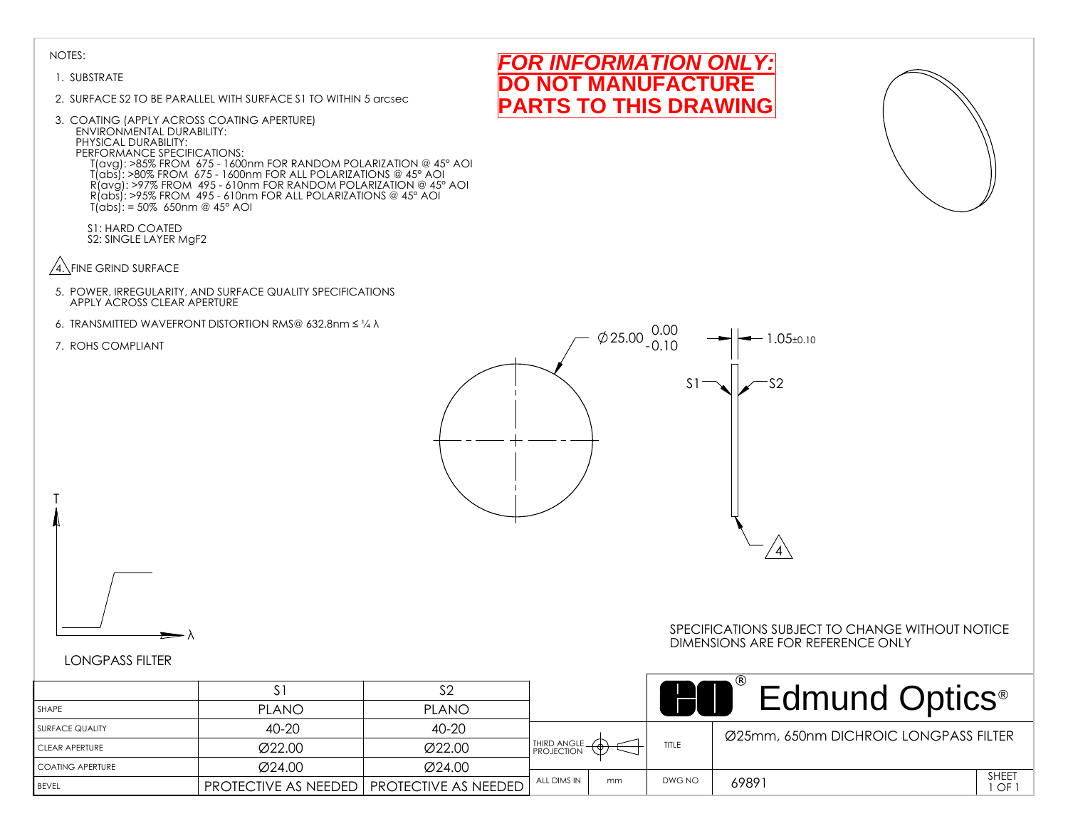NOTES:

1. SUBSTRATE
2. SURFACE S2 TO BE PARALLEL WITH SURFACE S1 TO WITHIN 5 arcsec
3. COATING (APPLY ACROSS COATING APERTURE)
   ENVIRONMENTAL DURABILITY:
   PHYSICAL DURABILITY:
   PERFORMANCE SPECIFICATIONS:
   T(avg): >85% FROM 675 - 1600nm FOR RANDOM POLARIZATION @ 45° AOI
   T(abs): >80% FROM 675 - 1600nm FOR ALL POLARIZATIONS @ 45° AOI
   R(avg): >97% FROM 495 - 610nm FOR RANDOM POLARIZATION @ 45° AOI
   R(abs): >95% FROM 495 - 610nm FOR ALL POLARIZATIONS @ 45° AOI
   T(abs): = 50% 650nm @ 45° AOI

   S1: HARD COATED
   S2: SINGLE LAYER $MgF_2$
4. FINE GRIND SURFACE
5. POWER, IRREGULARITY, AND SURFACE QUALITY SPECIFICATIONS APPLY ACROSS CLEAR APERTURE
6. TRANSMITTED WAVEFRONT DISTORTION RMS@ 632.8nm ≤ ¼ λ
7. ROHS COMPLIANT

**FOR INFORMATION ONLY:**
**DO NOT MANUFACTURE PARTS TO THIS DRAWING**

$\varnothing 25.00^{\,0.00}_{\,-0.10}$

$1.05_{\pm 0.10}$

S1 S2

4

T

λ

LONGPASS FILTER

SPECIFICATIONS SUBJECT TO CHANGE WITHOUT NOTICE
DIMENSIONS ARE FOR REFERENCE ONLY

| | S1 | S2 |
|---|---|---|
| SHAPE | PLANO | PLANO |
| SURFACE QUALITY | 40-20 | 40-20 |
| CLEAR APERTURE | Ø22.00 | Ø22.00 |
| COATING APERTURE | Ø24.00 | Ø24.00 |
| BEVEL | PROTECTIVE AS NEEDED | PROTECTIVE AS NEEDED |

Edmund Optics®

| THIRD ANGLE PROJECTION | | TITLE | Ø25mm, 650nm DICHROIC LONGPASS FILTER | |
|---|---|---|---|---|
| ALL DIMS IN | mm | DWG NO | 69891 | SHEET 1 OF 1 |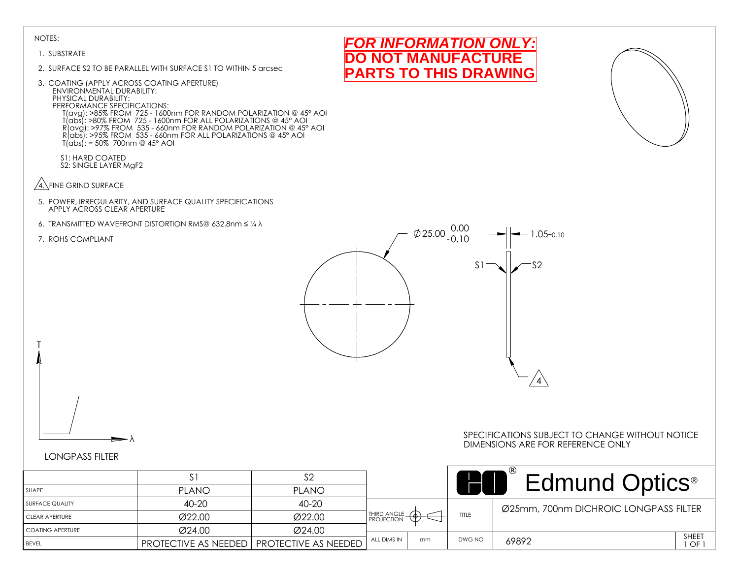NOTES:

1. SUBSTRATE
2. SURFACE S2 TO BE PARALLEL WITH SURFACE S1 TO WITHIN 5 arcsec
3. COATING (APPLY ACROSS COATING APERTURE)
   ENVIRONMENTAL DURABILITY:
   PHYSICAL DURABILITY:
   PERFORMANCE SPECIFICATIONS:
   T(avg): >85% FROM 725 - 1600nm FOR RANDOM POLARIZATION @ 45° AOI
   T(abs): >80% FROM 725 - 1600nm FOR ALL POLARIZATIONS @ 45° AOI
   R(avg): >97% FROM 535 - 660nm FOR RANDOM POLARIZATION @ 45° AOI
   R(abs): >95% FROM 535 - 660nm FOR ALL POLARIZATIONS @ 45° AOI
   T(abs): = 50% 700nm @ 45° AOI

   S1: HARD COATED
   S2: SINGLE LAYER $MgF_2$
4. FINE GRIND SURFACE
5. POWER, IRREGULARITY, AND SURFACE QUALITY SPECIFICATIONS APPLY ACROSS CLEAR APERTURE
6. TRANSMITTED WAVEFRONT DISTORTION RMS@ 632.8nm ≤ ¼ λ
7. ROHS COMPLIANT

**FOR INFORMATION ONLY: DO NOT MANUFACTURE PARTS TO THIS DRAWING**

Ø25.00 $^{0.00}_{-0.10}$

1.05±0.10

S1 S2

4

T

λ

LONGPASS FILTER

SPECIFICATIONS SUBJECT TO CHANGE WITHOUT NOTICE
DIMENSIONS ARE FOR REFERENCE ONLY

| | S1 | S2 |
|---|---|---|
| SHAPE | PLANO | PLANO |
| SURFACE QUALITY | 40-20 | 40-20 |
| CLEAR APERTURE | Ø22.00 | Ø22.00 |
| COATING APERTURE | Ø24.00 | Ø24.00 |
| BEVEL | PROTECTIVE AS NEEDED | PROTECTIVE AS NEEDED |

THIRD ANGLE PROJECTION

ALL DIMS IN mm

Edmund Optics®

| TITLE | Ø25mm, 700nm DICHROIC LONGPASS FILTER | |
|---|---|---|
| DWG NO | 69892 | SHEET 1 OF 1 |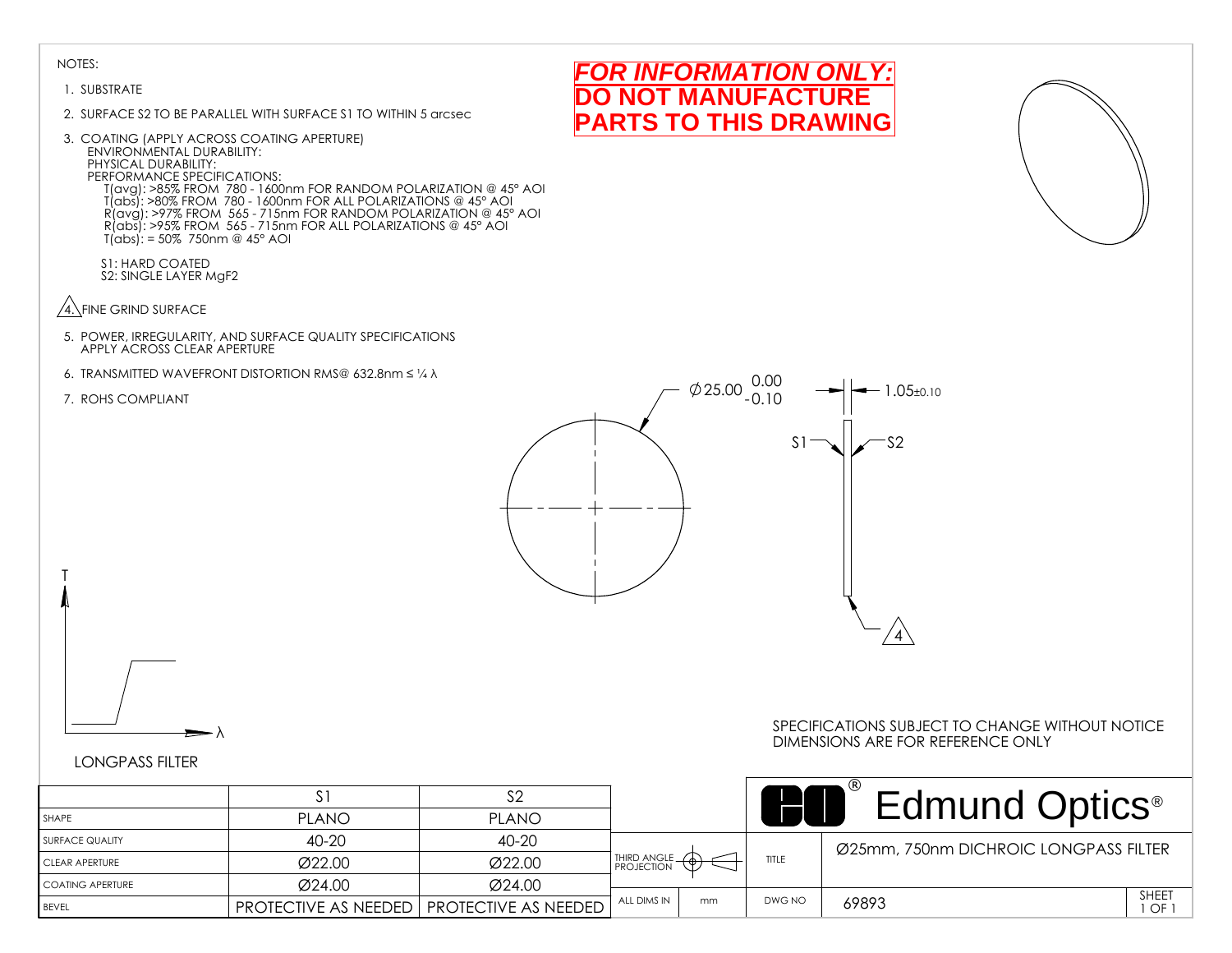NOTES:

1. SUBSTRATE
2. SURFACE S2 TO BE PARALLEL WITH SURFACE S1 TO WITHIN 5 arcsec
3. COATING (APPLY ACROSS COATING APERTURE)
   ENVIRONMENTAL DURABILITY:
   PHYSICAL DURABILITY:
   PERFORMANCE SPECIFICATIONS:
   T(avg): >85% FROM 780 - 1600nm FOR RANDOM POLARIZATION @ 45° AOI
   T(abs): >80% FROM 780 - 1600nm FOR ALL POLARIZATIONS @ 45° AOI
   R(avg): >97% FROM 565 - 715nm FOR RANDOM POLARIZATION @ 45° AOI
   R(abs): >95% FROM 565 - 715nm FOR ALL POLARIZATIONS @ 45° AOI
   T(abs): = 50% 750nm @ 45° AOI

   S1: HARD COATED
   S2: SINGLE LAYER $MgF_2$
4. FINE GRIND SURFACE
5. POWER, IRREGULARITY, AND SURFACE QUALITY SPECIFICATIONS APPLY ACROSS CLEAR APERTURE
6. TRANSMITTED WAVEFRONT DISTORTION RMS@ 632.8nm ≤ ¼ λ
7. ROHS COMPLIANT

**FOR INFORMATION ONLY:**
**DO NOT MANUFACTURE PARTS TO THIS DRAWING**

Ø25.00 $^{0.00}_{-0.10}$

1.05±0.10

S1

S2

4

T

λ

LONGPASS FILTER

SPECIFICATIONS SUBJECT TO CHANGE WITHOUT NOTICE
DIMENSIONS ARE FOR REFERENCE ONLY

| | S1 | S2 |
|---|---|---|
| SHAPE | PLANO | PLANO |
| SURFACE QUALITY | 40-20 | 40-20 |
| CLEAR APERTURE | Ø22.00 | Ø22.00 |
| COATING APERTURE | Ø24.00 | Ø24.00 |
| BEVEL | PROTECTIVE AS NEEDED | PROTECTIVE AS NEEDED |

Edmund Optics®

THIRD ANGLE PROJECTION

TITLE: Ø25mm, 750nm DICHROIC LONGPASS FILTER

ALL DIMS IN mm

DWG NO 69893

SHEET 1 OF 1